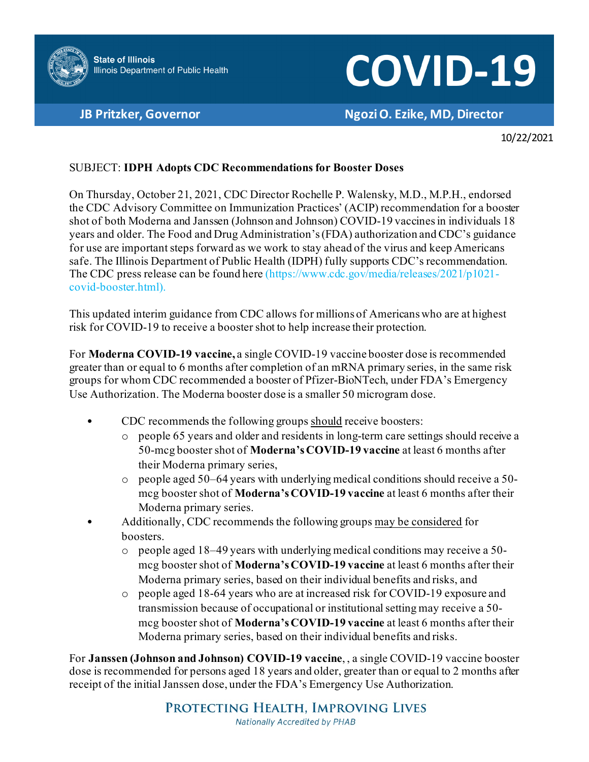State of Illinois
Illinois Department of Public Health

# COVID-19

**JB Pritzker, Governor** | **Ngozi O. Ezike, MD, Director**

10/22/2021

SUBJECT: **IDPH Adopts CDC Recommendations for Booster Doses**

On Thursday, October 21, 2021, CDC Director Rochelle P. Walensky, M.D., M.P.H., endorsed the CDC Advisory Committee on Immunization Practices' (ACIP) recommendation for a booster shot of both Moderna and Janssen (Johnson and Johnson) COVID-19 vaccines in individuals 18 years and older. The Food and Drug Administration's (FDA) authorization and CDC's guidance for use are important steps forward as we work to stay ahead of the virus and keep Americans safe. The Illinois Department of Public Health (IDPH) fully supports CDC's recommendation. The CDC press release can be found here (https://www.cdc.gov/media/releases/2021/p1021-covid-booster.html).

This updated interim guidance from CDC allows for millions of Americans who are at highest risk for COVID-19 to receive a booster shot to help increase their protection.

For **Moderna COVID-19 vaccine,** a single COVID-19 vaccine booster dose is recommended greater than or equal to 6 months after completion of an mRNA primary series, in the same risk groups for whom CDC recommended a booster of Pfizer-BioNTech, under FDA's Emergency Use Authorization. The Moderna booster dose is a smaller 50 microgram dose.

- CDC recommends the following groups <u>should</u> receive boosters:
  - people 65 years and older and residents in long-term care settings should receive a 50-mcg booster shot of **Moderna's COVID-19 vaccine** at least 6 months after their Moderna primary series,
  - people aged 50–64 years with underlying medical conditions should receive a 50-mcg booster shot of **Moderna's COVID-19 vaccine** at least 6 months after their Moderna primary series.
- Additionally, CDC recommends the following groups <u>may be considered</u> for boosters.
  - people aged 18–49 years with underlying medical conditions may receive a 50-mcg booster shot of **Moderna's COVID-19 vaccine** at least 6 months after their Moderna primary series, based on their individual benefits and risks, and
  - people aged 18-64 years who are at increased risk for COVID-19 exposure and transmission because of occupational or institutional setting may receive a 50-mcg booster shot of **Moderna's COVID-19 vaccine** at least 6 months after their Moderna primary series, based on their individual benefits and risks.

For **Janssen (Johnson and Johnson) COVID-19 vaccine**, , a single COVID-19 vaccine booster dose is recommended for persons aged 18 years and older, greater than or equal to 2 months after receipt of the initial Janssen dose, under the FDA's Emergency Use Authorization.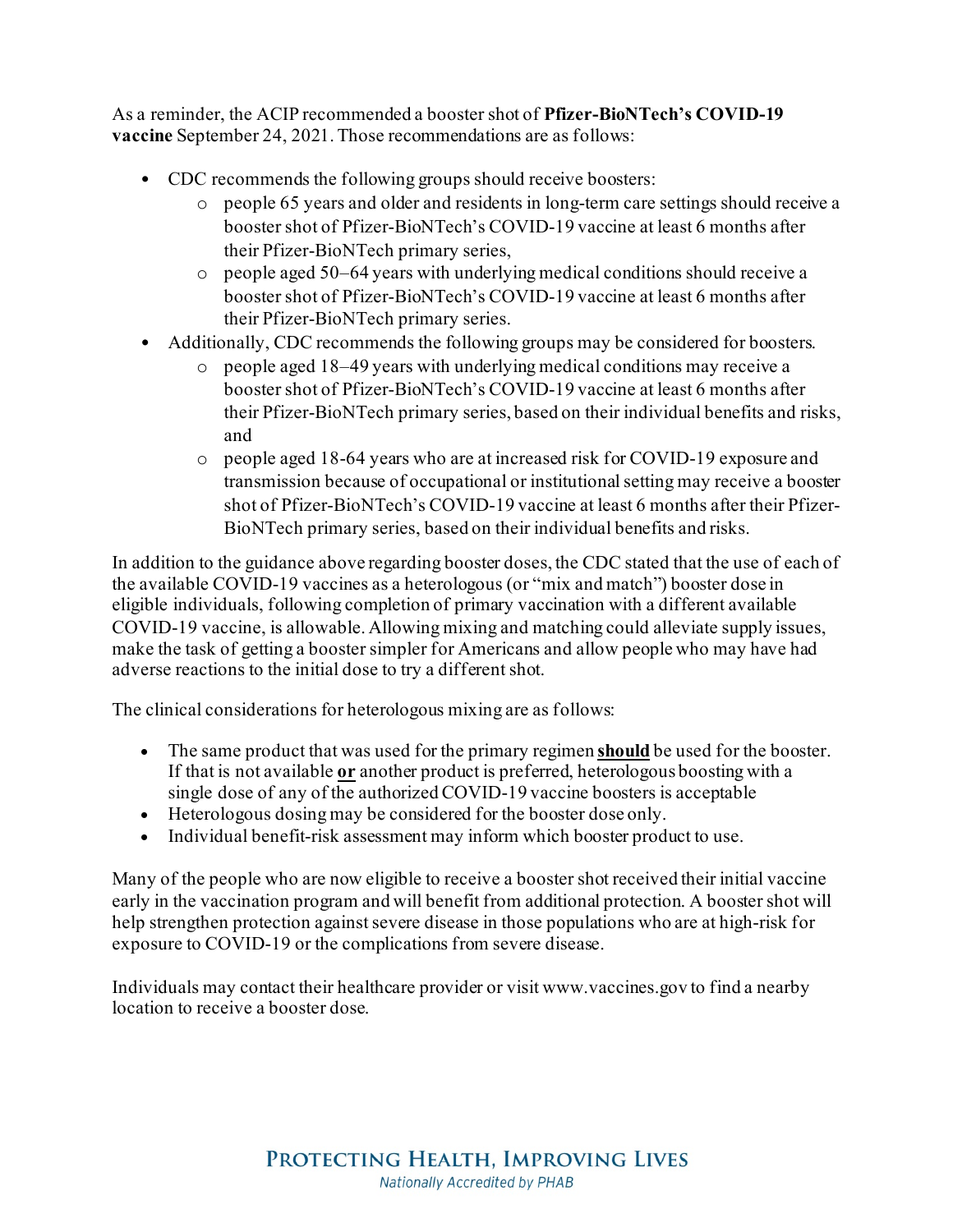As a reminder, the ACIP recommended a booster shot of **Pfizer-BioNTech's COVID-19 vaccine** September 24, 2021. Those recommendations are as follows:

- CDC recommends the following groups should receive boosters:
  - people 65 years and older and residents in long-term care settings should receive a booster shot of Pfizer-BioNTech's COVID-19 vaccine at least 6 months after their Pfizer-BioNTech primary series,
  - people aged 50–64 years with underlying medical conditions should receive a booster shot of Pfizer-BioNTech's COVID-19 vaccine at least 6 months after their Pfizer-BioNTech primary series.
- Additionally, CDC recommends the following groups may be considered for boosters.
  - people aged 18–49 years with underlying medical conditions may receive a booster shot of Pfizer-BioNTech's COVID-19 vaccine at least 6 months after their Pfizer-BioNTech primary series, based on their individual benefits and risks, and
  - people aged 18-64 years who are at increased risk for COVID-19 exposure and transmission because of occupational or institutional setting may receive a booster shot of Pfizer-BioNTech's COVID-19 vaccine at least 6 months after their Pfizer-BioNTech primary series, based on their individual benefits and risks.

In addition to the guidance above regarding booster doses, the CDC stated that the use of each of the available COVID-19 vaccines as a heterologous (or "mix and match") booster dose in eligible individuals, following completion of primary vaccination with a different available COVID-19 vaccine, is allowable. Allowing mixing and matching could alleviate supply issues, make the task of getting a booster simpler for Americans and allow people who may have had adverse reactions to the initial dose to try a different shot.

The clinical considerations for heterologous mixing are as follows:

- The same product that was used for the primary regimen **<u>should</u>** be used for the booster. If that is not available **<u>or</u>** another product is preferred, heterologous boosting with a single dose of any of the authorized COVID-19 vaccine boosters is acceptable
- Heterologous dosing may be considered for the booster dose only.
- Individual benefit-risk assessment may inform which booster product to use.

Many of the people who are now eligible to receive a booster shot received their initial vaccine early in the vaccination program and will benefit from additional protection. A booster shot will help strengthen protection against severe disease in those populations who are at high-risk for exposure to COVID-19 or the complications from severe disease.

Individuals may contact their healthcare provider or visit www.vaccines.gov to find a nearby location to receive a booster dose.